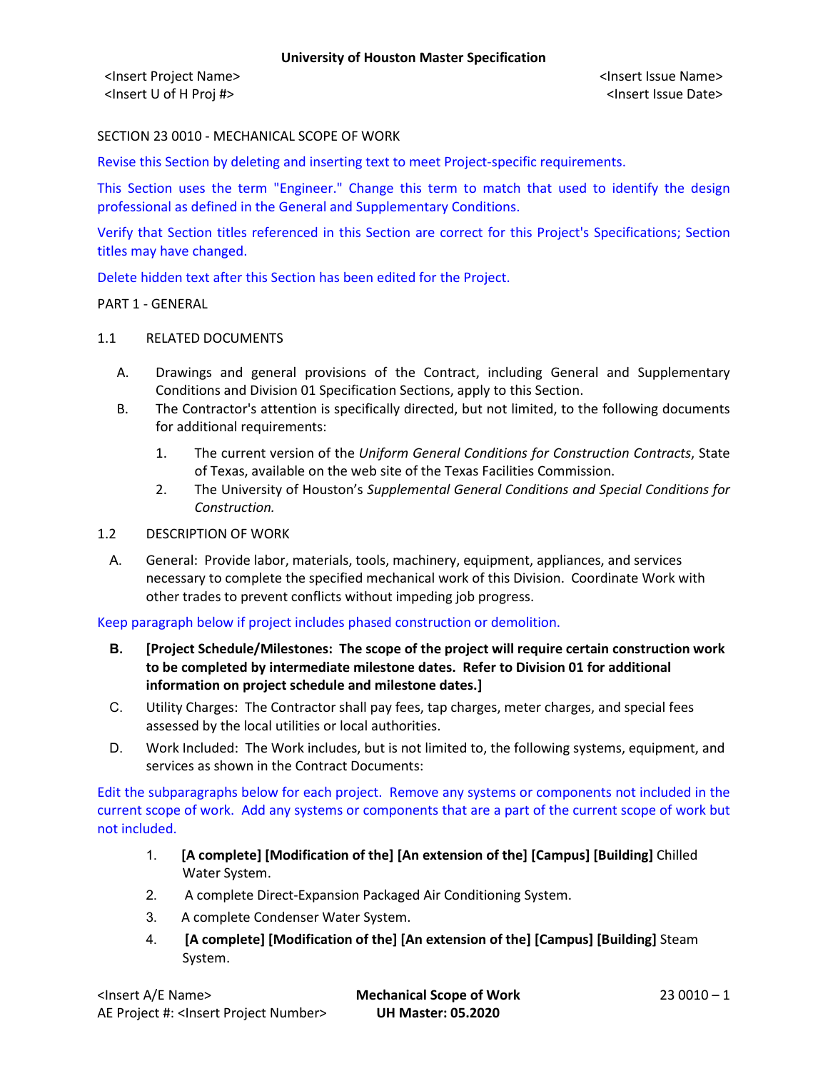University of Houston Master Specification

<Insert Project Name> <Insert Issue Name>
<Insert U of H Proj #> <Insert Issue Date>

# SECTION 23 0010 - MECHANICAL SCOPE OF WORK

Revise this Section by deleting and inserting text to meet Project-specific requirements.

This Section uses the term "Engineer." Change this term to match that used to identify the design professional as defined in the General and Supplementary Conditions.

Verify that Section titles referenced in this Section are correct for this Project's Specifications; Section titles may have changed.

Delete hidden text after this Section has been edited for the Project.

## PART 1 - GENERAL

### 1.1 RELATED DOCUMENTS

A. Drawings and general provisions of the Contract, including General and Supplementary Conditions and Division 01 Specification Sections, apply to this Section.

B. The Contractor's attention is specifically directed, but not limited, to the following documents for additional requirements:

1. The current version of the *Uniform General Conditions for Construction Contracts*, State of Texas, available on the web site of the Texas Facilities Commission.
2. The University of Houston's *Supplemental General Conditions and Special Conditions for Construction.*

### 1.2 DESCRIPTION OF WORK

A. General: Provide labor, materials, tools, machinery, equipment, appliances, and services necessary to complete the specified mechanical work of this Division. Coordinate Work with other trades to prevent conflicts without impeding job progress.

Keep paragraph below if project includes phased construction or demolition.

**B. [Project Schedule/Milestones: The scope of the project will require certain construction work to be completed by intermediate milestone dates. Refer to Division 01 for additional information on project schedule and milestone dates.]**

C. Utility Charges: The Contractor shall pay fees, tap charges, meter charges, and special fees assessed by the local utilities or local authorities.

D. Work Included: The Work includes, but is not limited to, the following systems, equipment, and services as shown in the Contract Documents:

Edit the subparagraphs below for each project. Remove any systems or components not included in the current scope of work. Add any systems or components that are a part of the current scope of work but not included.

1. **[A complete] [Modification of the] [An extension of the] [Campus] [Building]** Chilled Water System.
2. A complete Direct-Expansion Packaged Air Conditioning System.
3. A complete Condenser Water System.
4. **[A complete] [Modification of the] [An extension of the] [Campus] [Building]** Steam System.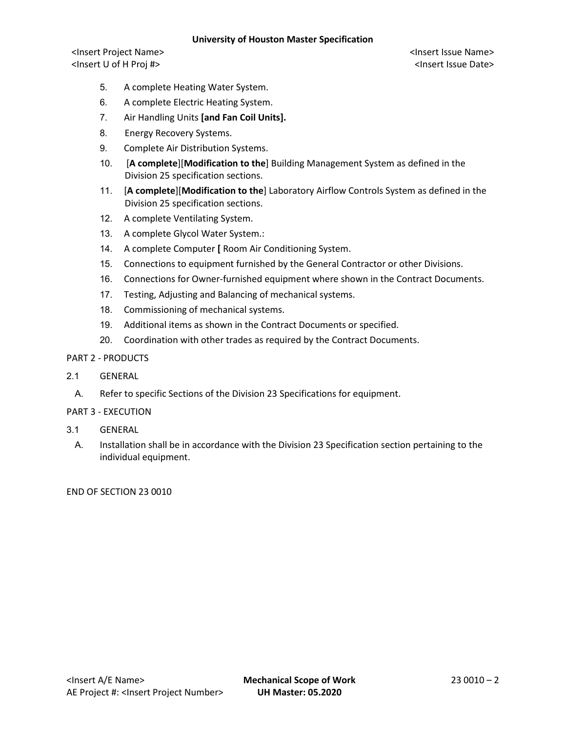5. A complete Heating Water System.
6. A complete Electric Heating System.
7. Air Handling Units **[and Fan Coil Units].**
8. Energy Recovery Systems.
9. Complete Air Distribution Systems.
10. [**A complete**][**Modification to the**] Building Management System as defined in the Division 25 specification sections.
11. [**A complete**][**Modification to the**] Laboratory Airflow Controls System as defined in the Division 25 specification sections.
12. A complete Ventilating System.
13. A complete Glycol Water System.:
14. A complete Computer **[** Room Air Conditioning System.
15. Connections to equipment furnished by the General Contractor or other Divisions.
16. Connections for Owner-furnished equipment where shown in the Contract Documents.
17. Testing, Adjusting and Balancing of mechanical systems.
18. Commissioning of mechanical systems.
19. Additional items as shown in the Contract Documents or specified.
20. Coordination with other trades as required by the Contract Documents.

## PART 2 - PRODUCTS

### 2.1 GENERAL

A. Refer to specific Sections of the Division 23 Specifications for equipment.

## PART 3 - EXECUTION

### 3.1 GENERAL

A. Installation shall be in accordance with the Division 23 Specification section pertaining to the individual equipment.

END OF SECTION 23 0010